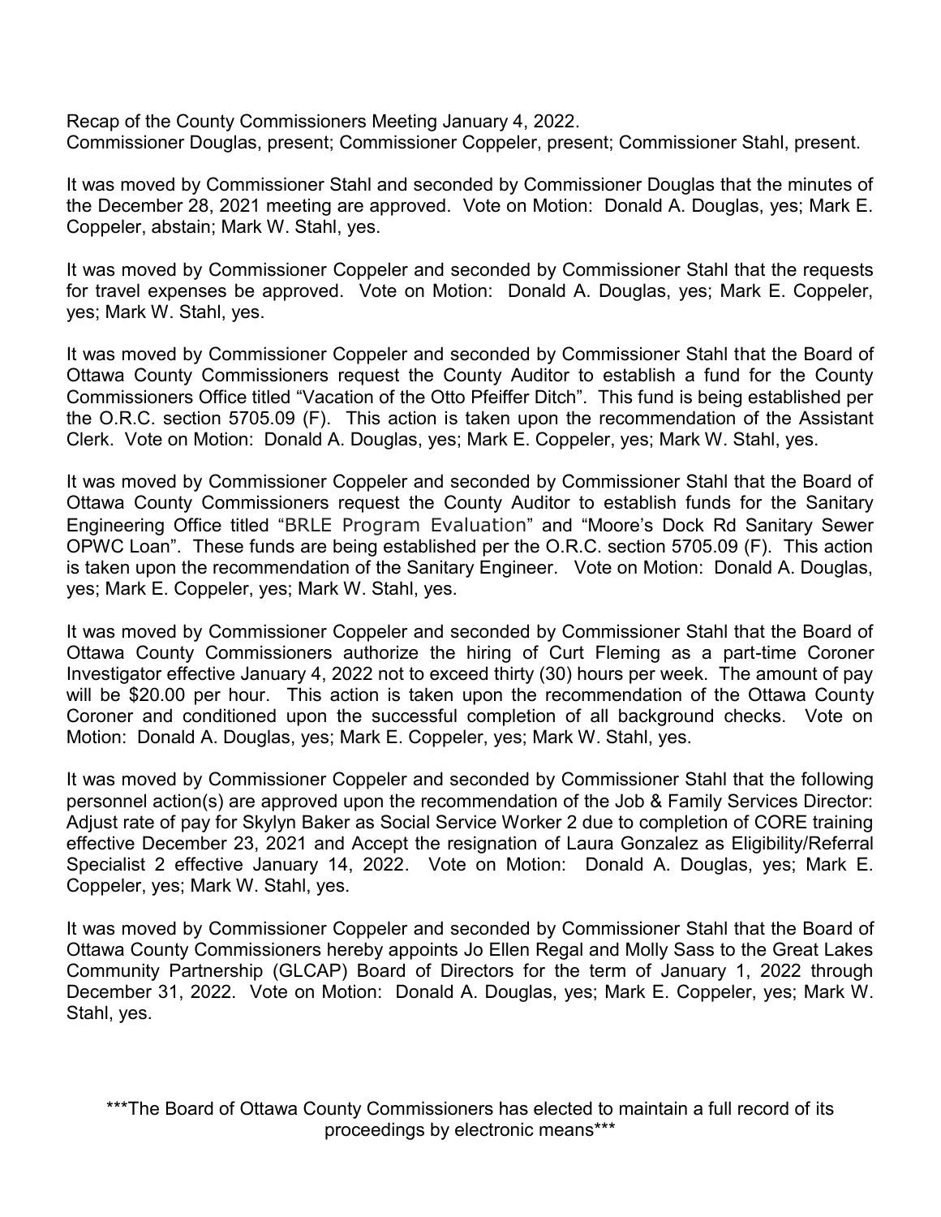Recap of the County Commissioners Meeting January 4, 2022.
Commissioner Douglas, present; Commissioner Coppeler, present; Commissioner Stahl, present.

It was moved by Commissioner Stahl and seconded by Commissioner Douglas that the minutes of the December 28, 2021 meeting are approved. Vote on Motion: Donald A. Douglas, yes; Mark E. Coppeler, abstain; Mark W. Stahl, yes.

It was moved by Commissioner Coppeler and seconded by Commissioner Stahl that the requests for travel expenses be approved. Vote on Motion: Donald A. Douglas, yes; Mark E. Coppeler, yes; Mark W. Stahl, yes.

It was moved by Commissioner Coppeler and seconded by Commissioner Stahl that the Board of Ottawa County Commissioners request the County Auditor to establish a fund for the County Commissioners Office titled "Vacation of the Otto Pfeiffer Ditch". This fund is being established per the O.R.C. section 5705.09 (F). This action is taken upon the recommendation of the Assistant Clerk. Vote on Motion: Donald A. Douglas, yes; Mark E. Coppeler, yes; Mark W. Stahl, yes.

It was moved by Commissioner Coppeler and seconded by Commissioner Stahl that the Board of Ottawa County Commissioners request the County Auditor to establish funds for the Sanitary Engineering Office titled "BRLE Program Evaluation" and "Moore's Dock Rd Sanitary Sewer OPWC Loan". These funds are being established per the O.R.C. section 5705.09 (F). This action is taken upon the recommendation of the Sanitary Engineer. Vote on Motion: Donald A. Douglas, yes; Mark E. Coppeler, yes; Mark W. Stahl, yes.

It was moved by Commissioner Coppeler and seconded by Commissioner Stahl that the Board of Ottawa County Commissioners authorize the hiring of Curt Fleming as a part-time Coroner Investigator effective January 4, 2022 not to exceed thirty (30) hours per week. The amount of pay will be $20.00 per hour. This action is taken upon the recommendation of the Ottawa County Coroner and conditioned upon the successful completion of all background checks. Vote on Motion: Donald A. Douglas, yes; Mark E. Coppeler, yes; Mark W. Stahl, yes.

It was moved by Commissioner Coppeler and seconded by Commissioner Stahl that the following personnel action(s) are approved upon the recommendation of the Job & Family Services Director: Adjust rate of pay for Skylyn Baker as Social Service Worker 2 due to completion of CORE training effective December 23, 2021 and Accept the resignation of Laura Gonzalez as Eligibility/Referral Specialist 2 effective January 14, 2022. Vote on Motion: Donald A. Douglas, yes; Mark E. Coppeler, yes; Mark W. Stahl, yes.

It was moved by Commissioner Coppeler and seconded by Commissioner Stahl that the Board of Ottawa County Commissioners hereby appoints Jo Ellen Regal and Molly Sass to the Great Lakes Community Partnership (GLCAP) Board of Directors for the term of January 1, 2022 through December 31, 2022. Vote on Motion: Donald A. Douglas, yes; Mark E. Coppeler, yes; Mark W. Stahl, yes.

***The Board of Ottawa County Commissioners has elected to maintain a full record of its proceedings by electronic means***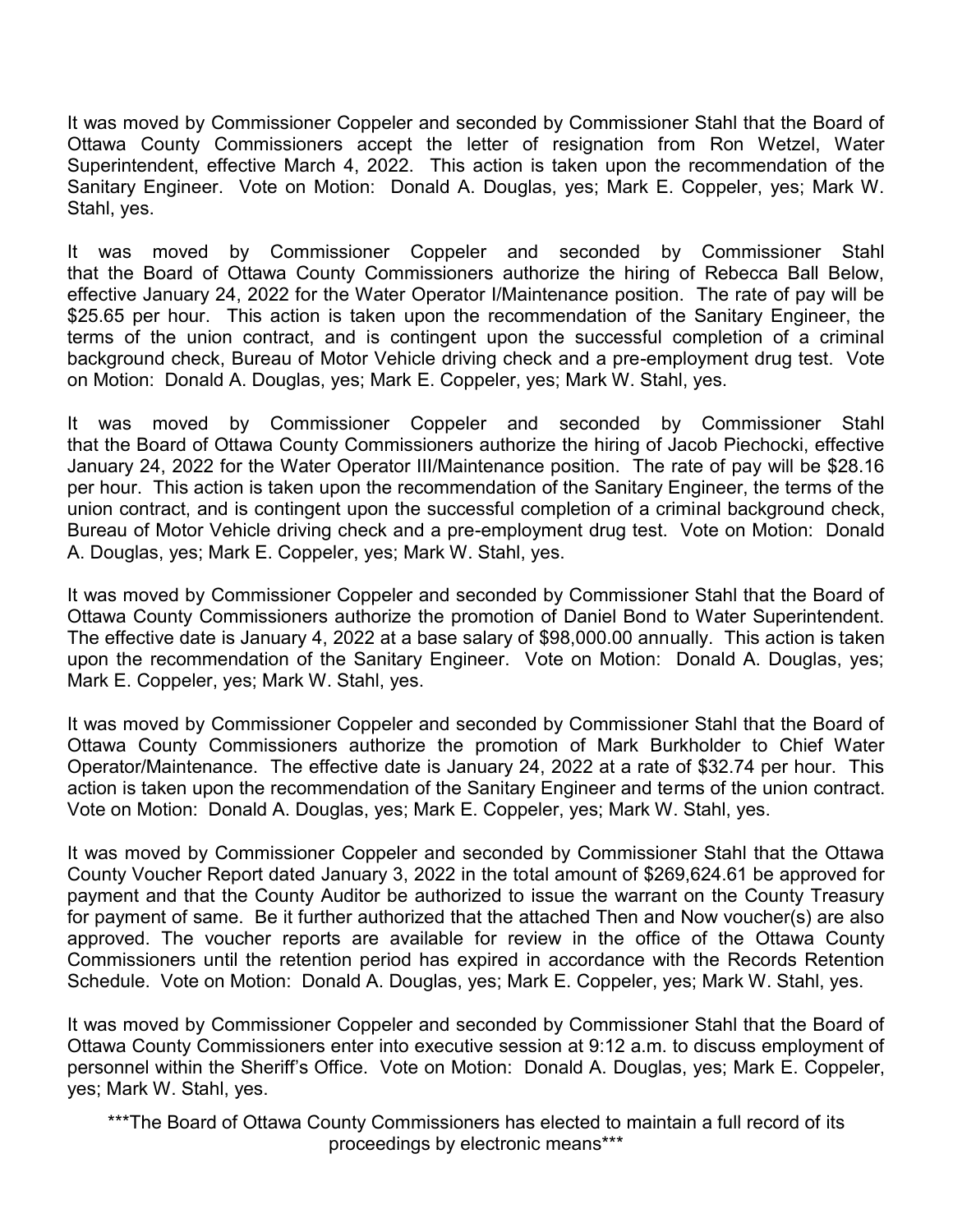It was moved by Commissioner Coppeler and seconded by Commissioner Stahl that the Board of Ottawa County Commissioners accept the letter of resignation from Ron Wetzel, Water Superintendent, effective March 4, 2022. This action is taken upon the recommendation of the Sanitary Engineer. Vote on Motion: Donald A. Douglas, yes; Mark E. Coppeler, yes; Mark W. Stahl, yes.

It was moved by Commissioner Coppeler and seconded by Commissioner Stahl that the Board of Ottawa County Commissioners authorize the hiring of Rebecca Ball Below, effective January 24, 2022 for the Water Operator I/Maintenance position. The rate of pay will be $25.65 per hour. This action is taken upon the recommendation of the Sanitary Engineer, the terms of the union contract, and is contingent upon the successful completion of a criminal background check, Bureau of Motor Vehicle driving check and a pre-employment drug test. Vote on Motion: Donald A. Douglas, yes; Mark E. Coppeler, yes; Mark W. Stahl, yes.

It was moved by Commissioner Coppeler and seconded by Commissioner Stahl that the Board of Ottawa County Commissioners authorize the hiring of Jacob Piechocki, effective January 24, 2022 for the Water Operator III/Maintenance position. The rate of pay will be $28.16 per hour. This action is taken upon the recommendation of the Sanitary Engineer, the terms of the union contract, and is contingent upon the successful completion of a criminal background check, Bureau of Motor Vehicle driving check and a pre-employment drug test. Vote on Motion: Donald A. Douglas, yes; Mark E. Coppeler, yes; Mark W. Stahl, yes.

It was moved by Commissioner Coppeler and seconded by Commissioner Stahl that the Board of Ottawa County Commissioners authorize the promotion of Daniel Bond to Water Superintendent. The effective date is January 4, 2022 at a base salary of $98,000.00 annually. This action is taken upon the recommendation of the Sanitary Engineer. Vote on Motion: Donald A. Douglas, yes; Mark E. Coppeler, yes; Mark W. Stahl, yes.

It was moved by Commissioner Coppeler and seconded by Commissioner Stahl that the Board of Ottawa County Commissioners authorize the promotion of Mark Burkholder to Chief Water Operator/Maintenance. The effective date is January 24, 2022 at a rate of $32.74 per hour. This action is taken upon the recommendation of the Sanitary Engineer and terms of the union contract. Vote on Motion: Donald A. Douglas, yes; Mark E. Coppeler, yes; Mark W. Stahl, yes.

It was moved by Commissioner Coppeler and seconded by Commissioner Stahl that the Ottawa County Voucher Report dated January 3, 2022 in the total amount of $269,624.61 be approved for payment and that the County Auditor be authorized to issue the warrant on the County Treasury for payment of same. Be it further authorized that the attached Then and Now voucher(s) are also approved. The voucher reports are available for review in the office of the Ottawa County Commissioners until the retention period has expired in accordance with the Records Retention Schedule. Vote on Motion: Donald A. Douglas, yes; Mark E. Coppeler, yes; Mark W. Stahl, yes.

It was moved by Commissioner Coppeler and seconded by Commissioner Stahl that the Board of Ottawa County Commissioners enter into executive session at 9:12 a.m. to discuss employment of personnel within the Sheriff's Office. Vote on Motion: Donald A. Douglas, yes; Mark E. Coppeler, yes; Mark W. Stahl, yes.

***The Board of Ottawa County Commissioners has elected to maintain a full record of its proceedings by electronic means***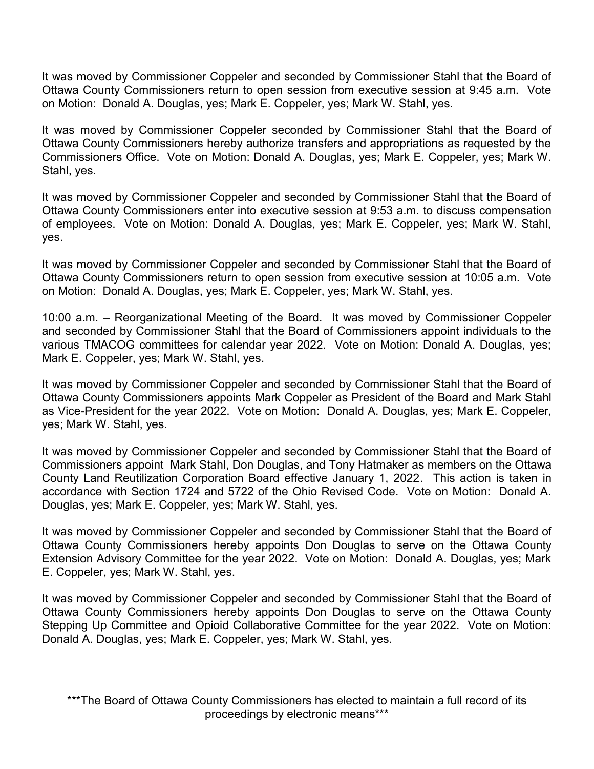It was moved by Commissioner Coppeler and seconded by Commissioner Stahl that the Board of Ottawa County Commissioners return to open session from executive session at 9:45 a.m. Vote on Motion: Donald A. Douglas, yes; Mark E. Coppeler, yes; Mark W. Stahl, yes.

It was moved by Commissioner Coppeler seconded by Commissioner Stahl that the Board of Ottawa County Commissioners hereby authorize transfers and appropriations as requested by the Commissioners Office. Vote on Motion: Donald A. Douglas, yes; Mark E. Coppeler, yes; Mark W. Stahl, yes.

It was moved by Commissioner Coppeler and seconded by Commissioner Stahl that the Board of Ottawa County Commissioners enter into executive session at 9:53 a.m. to discuss compensation of employees. Vote on Motion: Donald A. Douglas, yes; Mark E. Coppeler, yes; Mark W. Stahl, yes.

It was moved by Commissioner Coppeler and seconded by Commissioner Stahl that the Board of Ottawa County Commissioners return to open session from executive session at 10:05 a.m. Vote on Motion: Donald A. Douglas, yes; Mark E. Coppeler, yes; Mark W. Stahl, yes.

10:00 a.m. – Reorganizational Meeting of the Board. It was moved by Commissioner Coppeler and seconded by Commissioner Stahl that the Board of Commissioners appoint individuals to the various TMACOG committees for calendar year 2022. Vote on Motion: Donald A. Douglas, yes; Mark E. Coppeler, yes; Mark W. Stahl, yes.

It was moved by Commissioner Coppeler and seconded by Commissioner Stahl that the Board of Ottawa County Commissioners appoints Mark Coppeler as President of the Board and Mark Stahl as Vice-President for the year 2022. Vote on Motion: Donald A. Douglas, yes; Mark E. Coppeler, yes; Mark W. Stahl, yes.

It was moved by Commissioner Coppeler and seconded by Commissioner Stahl that the Board of Commissioners appoint Mark Stahl, Don Douglas, and Tony Hatmaker as members on the Ottawa County Land Reutilization Corporation Board effective January 1, 2022. This action is taken in accordance with Section 1724 and 5722 of the Ohio Revised Code. Vote on Motion: Donald A. Douglas, yes; Mark E. Coppeler, yes; Mark W. Stahl, yes.

It was moved by Commissioner Coppeler and seconded by Commissioner Stahl that the Board of Ottawa County Commissioners hereby appoints Don Douglas to serve on the Ottawa County Extension Advisory Committee for the year 2022. Vote on Motion: Donald A. Douglas, yes; Mark E. Coppeler, yes; Mark W. Stahl, yes.

It was moved by Commissioner Coppeler and seconded by Commissioner Stahl that the Board of Ottawa County Commissioners hereby appoints Don Douglas to serve on the Ottawa County Stepping Up Committee and Opioid Collaborative Committee for the year 2022. Vote on Motion: Donald A. Douglas, yes; Mark E. Coppeler, yes; Mark W. Stahl, yes.

***The Board of Ottawa County Commissioners has elected to maintain a full record of its proceedings by electronic means***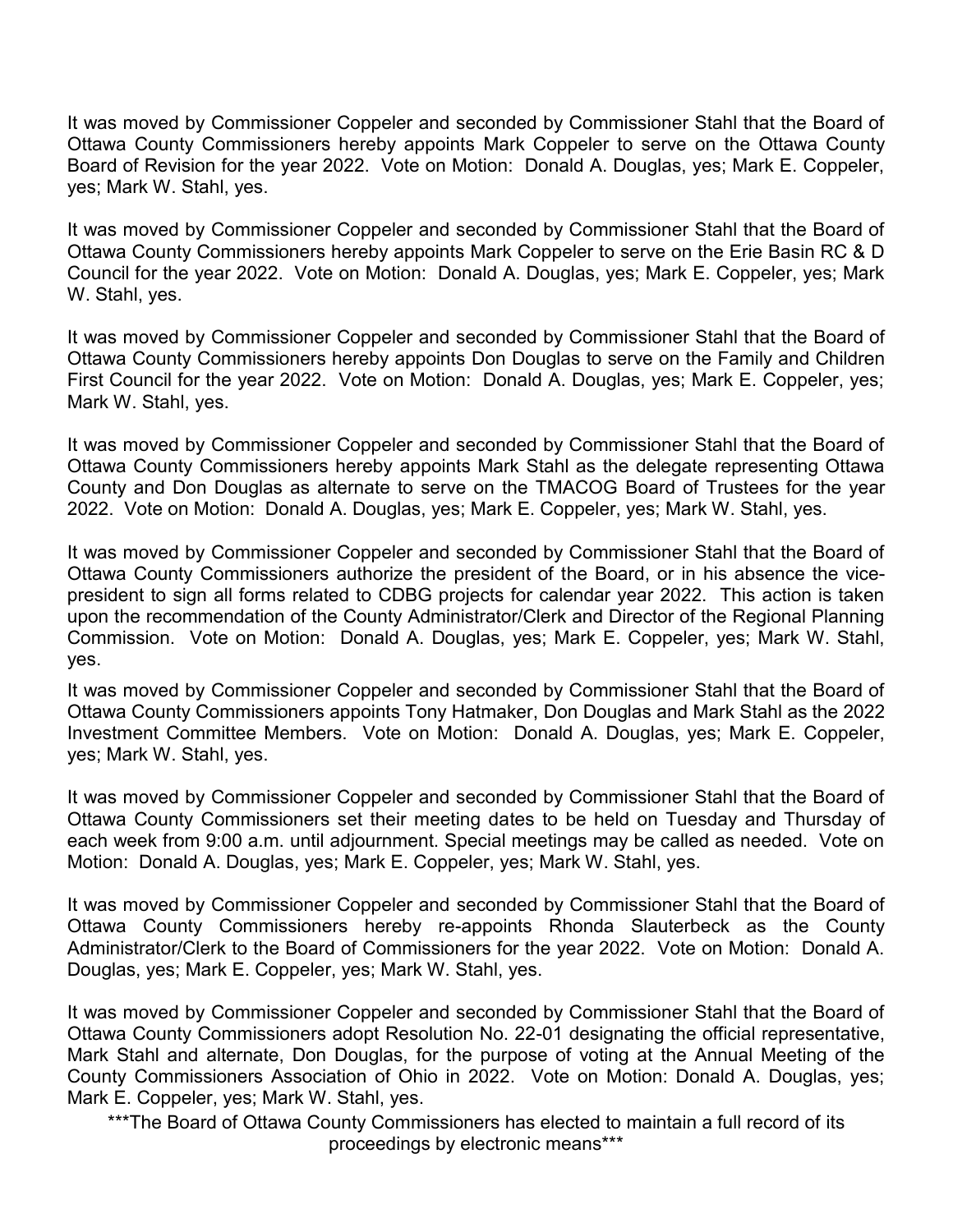It was moved by Commissioner Coppeler and seconded by Commissioner Stahl that the Board of Ottawa County Commissioners hereby appoints Mark Coppeler to serve on the Ottawa County Board of Revision for the year 2022. Vote on Motion: Donald A. Douglas, yes; Mark E. Coppeler, yes; Mark W. Stahl, yes.

It was moved by Commissioner Coppeler and seconded by Commissioner Stahl that the Board of Ottawa County Commissioners hereby appoints Mark Coppeler to serve on the Erie Basin RC & D Council for the year 2022. Vote on Motion: Donald A. Douglas, yes; Mark E. Coppeler, yes; Mark W. Stahl, yes.

It was moved by Commissioner Coppeler and seconded by Commissioner Stahl that the Board of Ottawa County Commissioners hereby appoints Don Douglas to serve on the Family and Children First Council for the year 2022. Vote on Motion: Donald A. Douglas, yes; Mark E. Coppeler, yes; Mark W. Stahl, yes.

It was moved by Commissioner Coppeler and seconded by Commissioner Stahl that the Board of Ottawa County Commissioners hereby appoints Mark Stahl as the delegate representing Ottawa County and Don Douglas as alternate to serve on the TMACOG Board of Trustees for the year 2022. Vote on Motion: Donald A. Douglas, yes; Mark E. Coppeler, yes; Mark W. Stahl, yes.

It was moved by Commissioner Coppeler and seconded by Commissioner Stahl that the Board of Ottawa County Commissioners authorize the president of the Board, or in his absence the vice-president to sign all forms related to CDBG projects for calendar year 2022. This action is taken upon the recommendation of the County Administrator/Clerk and Director of the Regional Planning Commission. Vote on Motion: Donald A. Douglas, yes; Mark E. Coppeler, yes; Mark W. Stahl, yes.

It was moved by Commissioner Coppeler and seconded by Commissioner Stahl that the Board of Ottawa County Commissioners appoints Tony Hatmaker, Don Douglas and Mark Stahl as the 2022 Investment Committee Members. Vote on Motion: Donald A. Douglas, yes; Mark E. Coppeler, yes; Mark W. Stahl, yes.

It was moved by Commissioner Coppeler and seconded by Commissioner Stahl that the Board of Ottawa County Commissioners set their meeting dates to be held on Tuesday and Thursday of each week from 9:00 a.m. until adjournment. Special meetings may be called as needed. Vote on Motion: Donald A. Douglas, yes; Mark E. Coppeler, yes; Mark W. Stahl, yes.

It was moved by Commissioner Coppeler and seconded by Commissioner Stahl that the Board of Ottawa County Commissioners hereby re-appoints Rhonda Slauterbeck as the County Administrator/Clerk to the Board of Commissioners for the year 2022. Vote on Motion: Donald A. Douglas, yes; Mark E. Coppeler, yes; Mark W. Stahl, yes.

It was moved by Commissioner Coppeler and seconded by Commissioner Stahl that the Board of Ottawa County Commissioners adopt Resolution No. 22-01 designating the official representative, Mark Stahl and alternate, Don Douglas, for the purpose of voting at the Annual Meeting of the County Commissioners Association of Ohio in 2022. Vote on Motion: Donald A. Douglas, yes; Mark E. Coppeler, yes; Mark W. Stahl, yes.

***The Board of Ottawa County Commissioners has elected to maintain a full record of its proceedings by electronic means***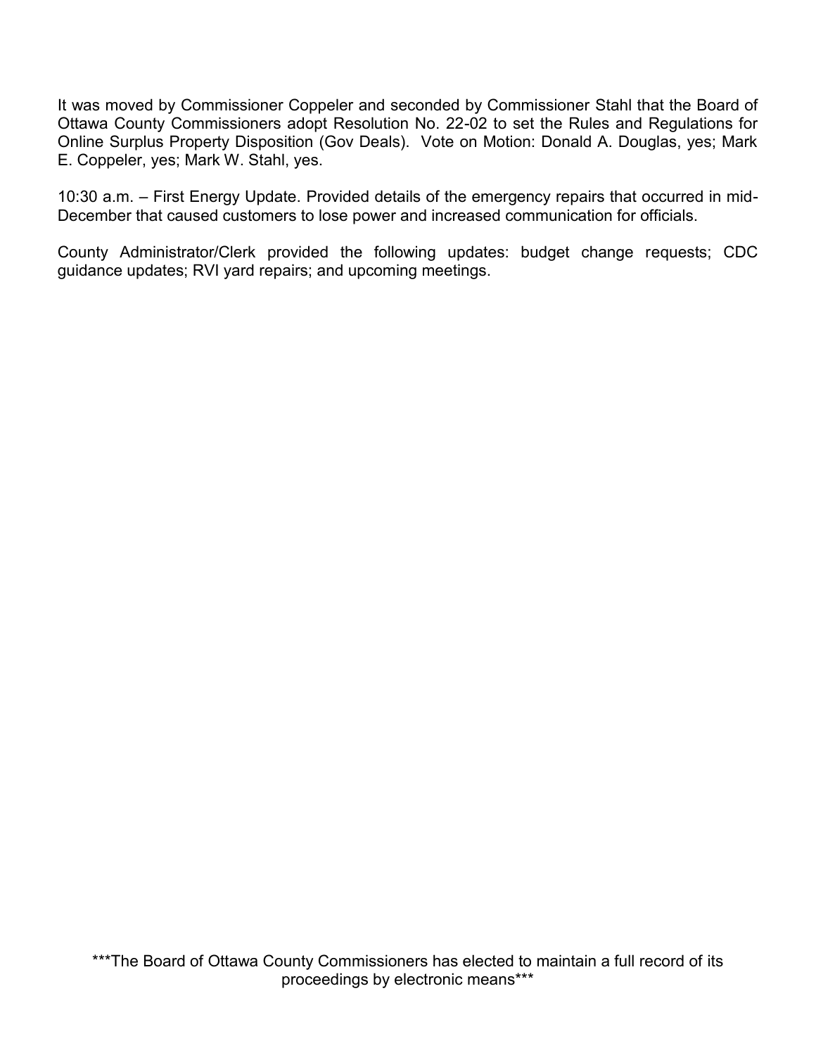It was moved by Commissioner Coppeler and seconded by Commissioner Stahl that the Board of Ottawa County Commissioners adopt Resolution No. 22-02 to set the Rules and Regulations for Online Surplus Property Disposition (Gov Deals). Vote on Motion: Donald A. Douglas, yes; Mark E. Coppeler, yes; Mark W. Stahl, yes.

10:30 a.m. – First Energy Update. Provided details of the emergency repairs that occurred in mid-December that caused customers to lose power and increased communication for officials.

County Administrator/Clerk provided the following updates: budget change requests; CDC guidance updates; RVI yard repairs; and upcoming meetings.

***The Board of Ottawa County Commissioners has elected to maintain a full record of its proceedings by electronic means***